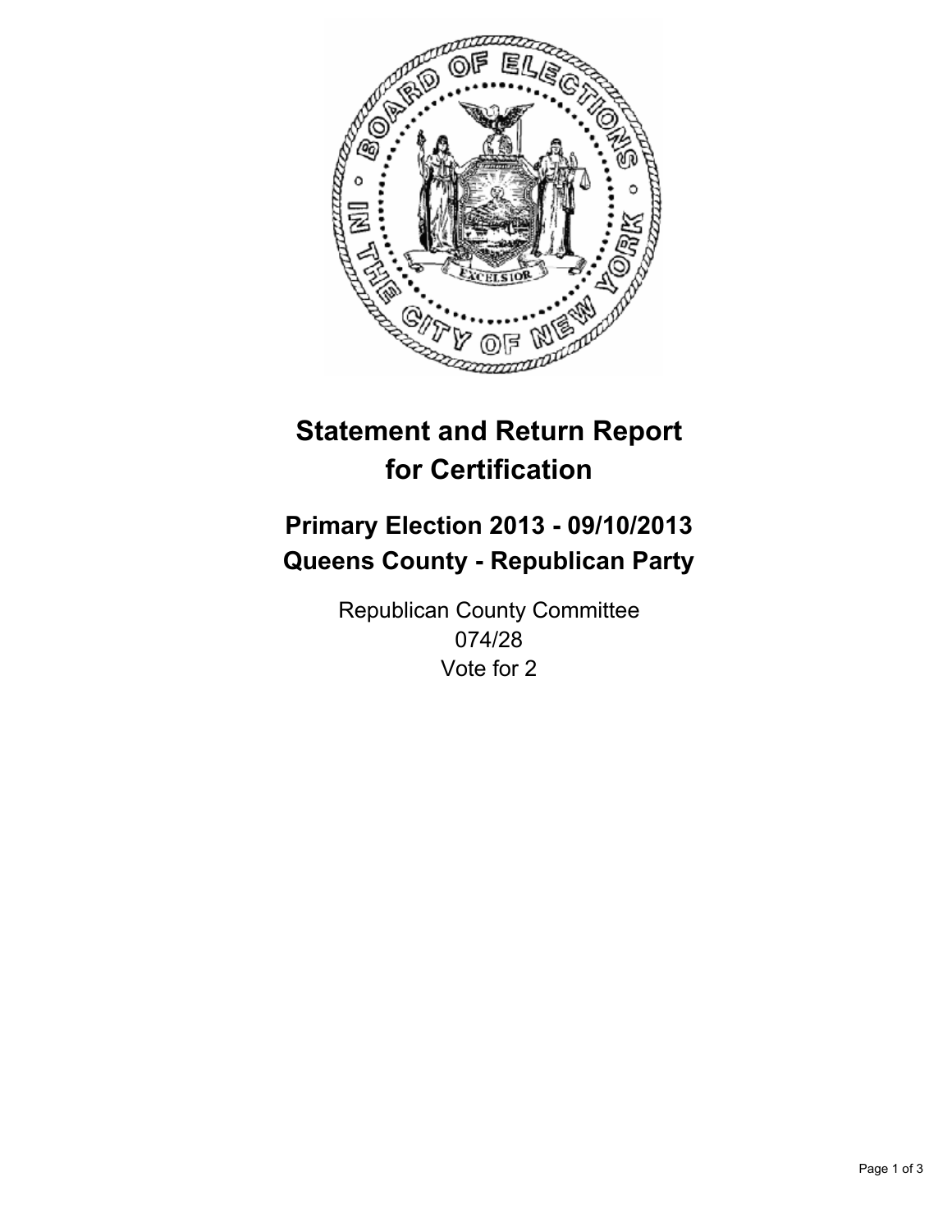# Statement and Return Report for Certification

## Primary Election 2013 - 09/10/2013
## Queens County - Republican Party

Republican County Committee
074/28
Vote for 2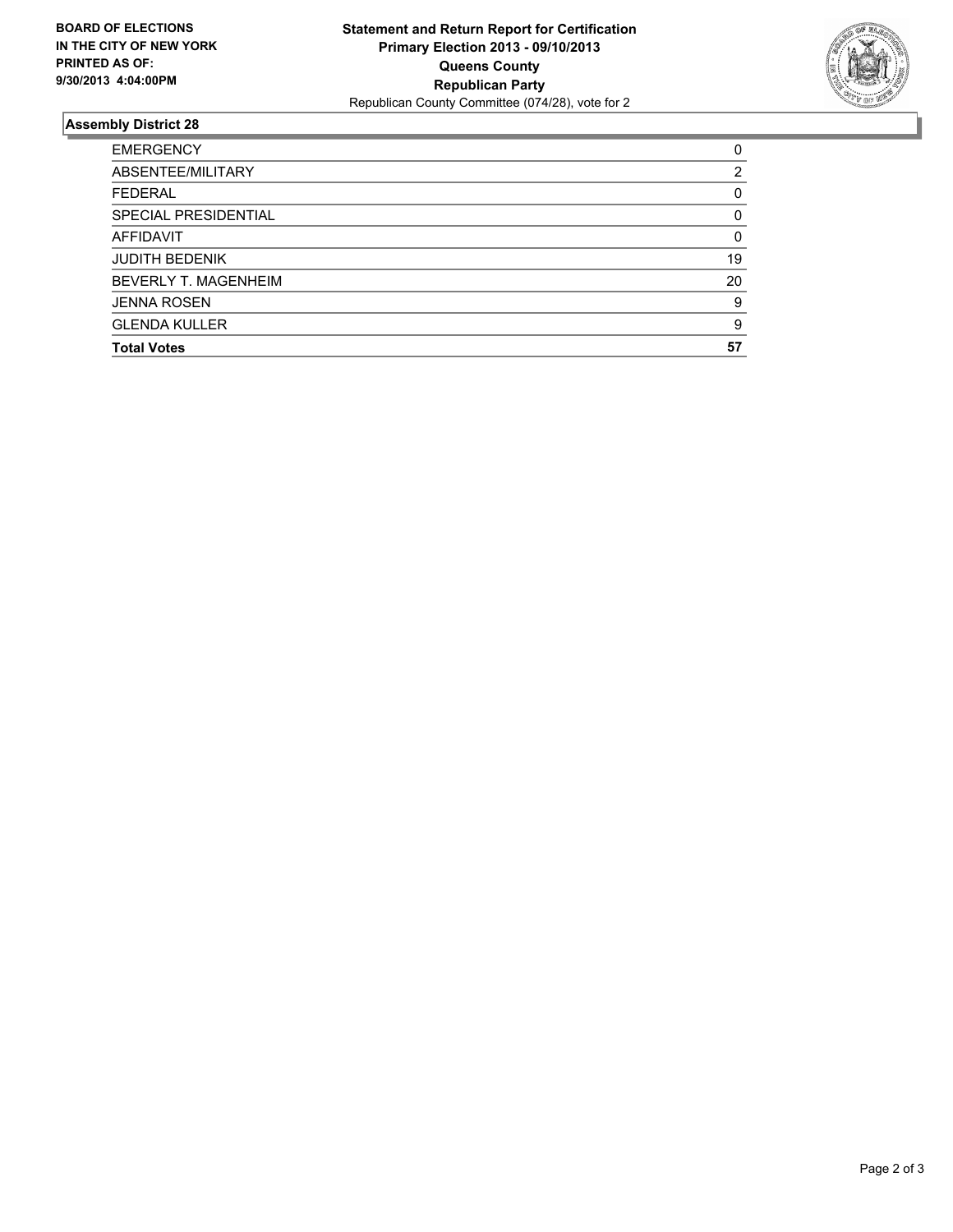**BOARD OF ELECTIONS IN THE CITY OF NEW YORK PRINTED AS OF: 9/30/2013 4:04:00PM**

**Statement and Return Report for Certification**
**Primary Election 2013 - 09/10/2013**
**Queens County**
**Republican Party**
Republican County Committee (074/28), vote for 2

### Assembly District 28

| | |
|---|---|
| EMERGENCY | 0 |
| ABSENTEE/MILITARY | 2 |
| FEDERAL | 0 |
| SPECIAL PRESIDENTIAL | 0 |
| AFFIDAVIT | 0 |
| JUDITH BEDENIK | 19 |
| BEVERLY T. MAGENHEIM | 20 |
| JENNA ROSEN | 9 |
| GLENDA KULLER | 9 |
| **Total Votes** | **57** |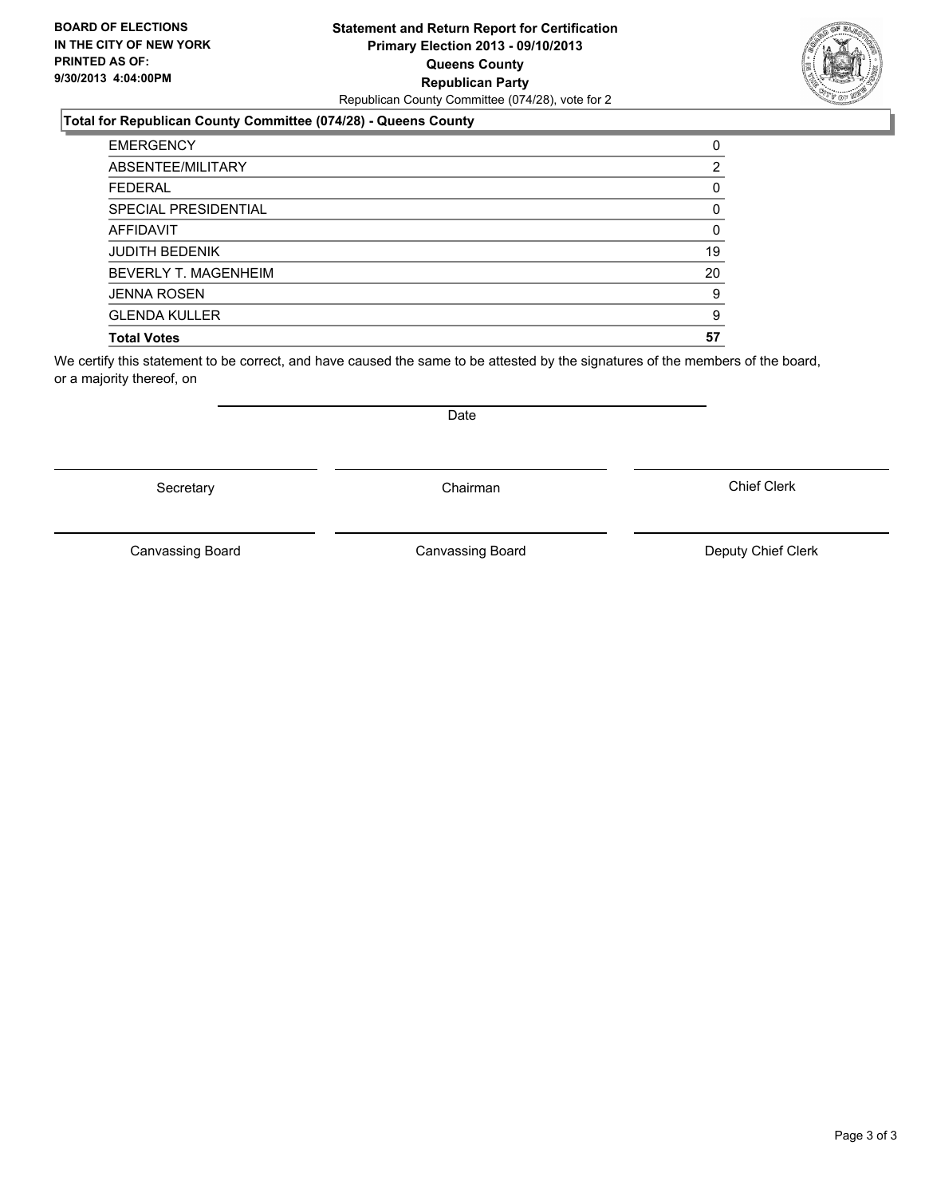**BOARD OF ELECTIONS IN THE CITY OF NEW YORK PRINTED AS OF: 9/30/2013 4:04:00PM**

**Statement and Return Report for Certification**
**Primary Election 2013 - 09/10/2013**
**Queens County**
**Republican Party**
Republican County Committee (074/28), vote for 2

### Total for Republican County Committee (074/28) - Queens County

| | |
|---|---|
| EMERGENCY | 0 |
| ABSENTEE/MILITARY | 2 |
| FEDERAL | 0 |
| SPECIAL PRESIDENTIAL | 0 |
| AFFIDAVIT | 0 |
| JUDITH BEDENIK | 19 |
| BEVERLY T. MAGENHEIM | 20 |
| JENNA ROSEN | 9 |
| GLENDA KULLER | 9 |
| **Total Votes** | **57** |

We certify this statement to be correct, and have caused the same to be attested by the signatures of the members of the board, or a majority thereof, on

Date

Secretary | Chairman | Chief Clerk

Canvassing Board | Canvassing Board | Deputy Chief Clerk